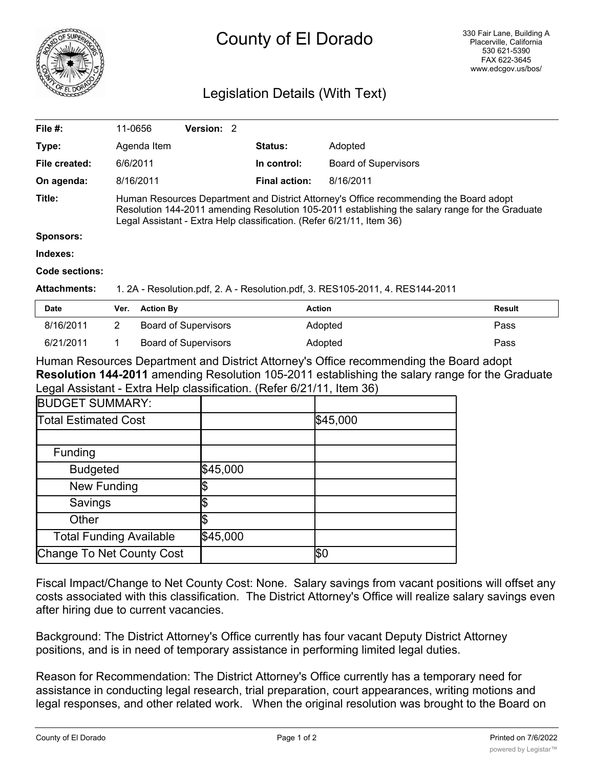# County of El Dorado

330 Fair Lane, Building A
Placerville, California
530 621-5390
FAX 622-3645
www.edcgov.us/bos/

## Legislation Details (With Text)

| | | | |
|---|---|---|---|
| **File #:** | 11-0656 **Version:** 2 | | |
| **Type:** | Agenda Item | **Status:** | Adopted |
| **File created:** | 6/6/2011 | **In control:** | Board of Supervisors |
| **On agenda:** | 8/16/2011 | **Final action:** | 8/16/2011 |

**Title:** Human Resources Department and District Attorney's Office recommending the Board adopt Resolution 144-2011 amending Resolution 105-2011 establishing the salary range for the Graduate Legal Assistant - Extra Help classification. (Refer 6/21/11, Item 36)

**Sponsors:**

**Indexes:**

**Code sections:**

**Attachments:** 1. 2A - Resolution.pdf, 2. A - Resolution.pdf, 3. RES105-2011, 4. RES144-2011

| Date | Ver. | Action By | Action | Result |
|---|---|---|---|---|
| 8/16/2011 | 2 | Board of Supervisors | Adopted | Pass |
| 6/21/2011 | 1 | Board of Supervisors | Adopted | Pass |

Human Resources Department and District Attorney's Office recommending the Board adopt **Resolution 144-2011** amending Resolution 105-2011 establishing the salary range for the Graduate Legal Assistant - Extra Help classification. (Refer 6/21/11, Item 36)

| | | |
|---|---|---|
| BUDGET SUMMARY: | | |
| Total Estimated Cost | | $45,000 |
| | | |
| Funding | | |
| Budgeted | $45,000 | |
| New Funding | $ | |
| Savings | $ | |
| Other | $ | |
| Total Funding Available | $45,000 | |
| Change To Net County Cost | | $0 |

Fiscal Impact/Change to Net County Cost: None. Salary savings from vacant positions will offset any costs associated with this classification. The District Attorney's Office will realize salary savings even after hiring due to current vacancies.

Background: The District Attorney's Office currently has four vacant Deputy District Attorney positions, and is in need of temporary assistance in performing limited legal duties.

Reason for Recommendation: The District Attorney's Office currently has a temporary need for assistance in conducting legal research, trial preparation, court appearances, writing motions and legal responses, and other related work. When the original resolution was brought to the Board on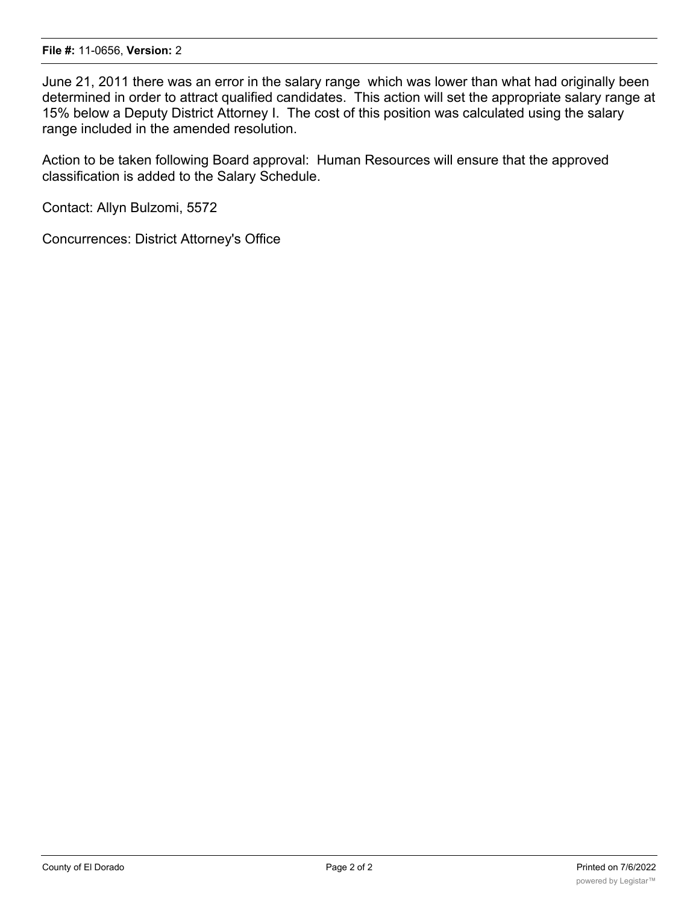June 21, 2011 there was an error in the salary range which was lower than what had originally been determined in order to attract qualified candidates. This action will set the appropriate salary range at 15% below a Deputy District Attorney I. The cost of this position was calculated using the salary range included in the amended resolution.

Action to be taken following Board approval: Human Resources will ensure that the approved classification is added to the Salary Schedule.

Contact: Allyn Bulzomi, 5572

Concurrences: District Attorney's Office